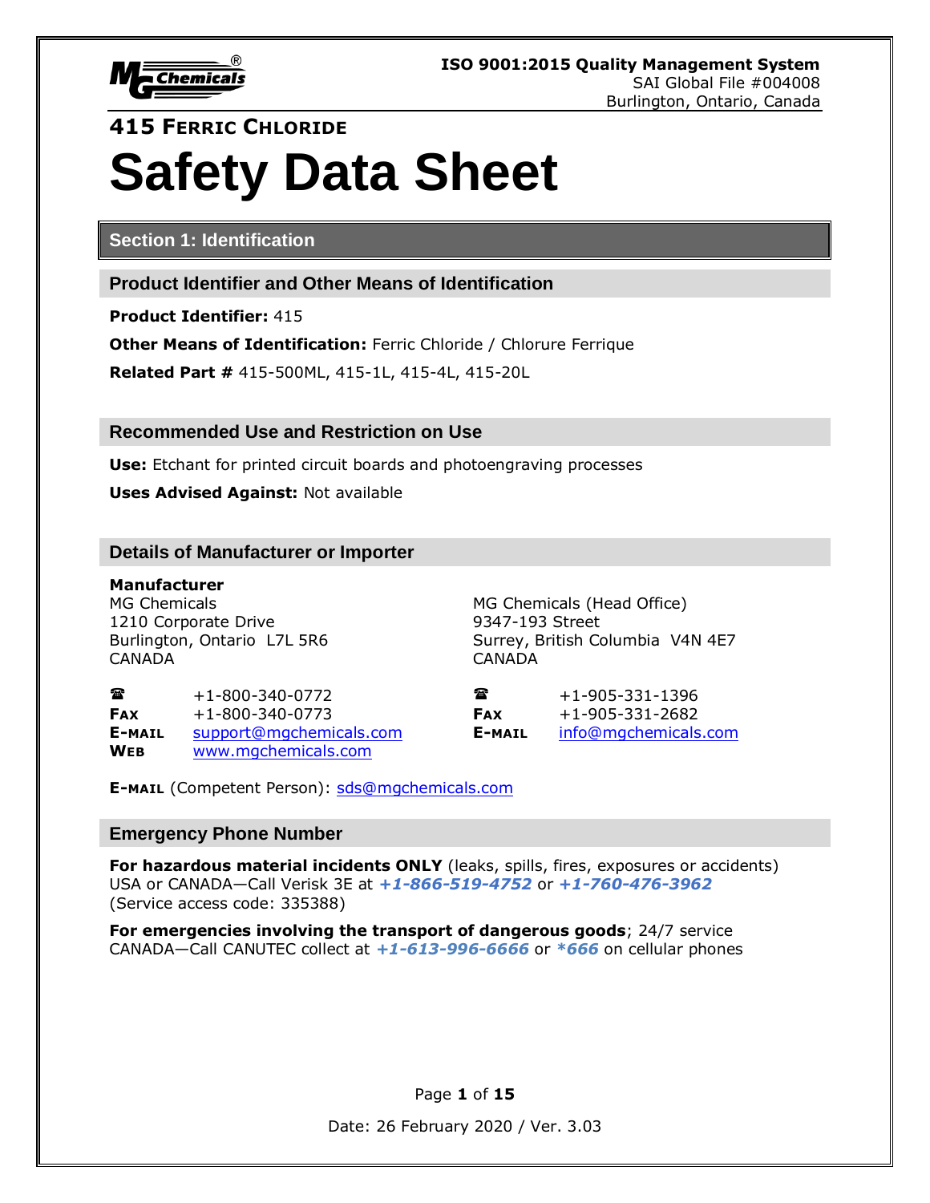ISO 9001:2015 Quality Management System
SAI Global File #004008
Burlington, Ontario, Canada

**415 FERRIC CHLORIDE**

# Safety Data Sheet

## Section 1: Identification

### Product Identifier and Other Means of Identification

**Product Identifier:** 415

**Other Means of Identification:** Ferric Chloride / Chlorure Ferrique

**Related Part #** 415-500ML, 415-1L, 415-4L, 415-20L

### Recommended Use and Restriction on Use

**Use:** Etchant for printed circuit boards and photoengraving processes

**Uses Advised Against:** Not available

### Details of Manufacturer or Importer

**Manufacturer**
MG Chemicals
1210 Corporate Drive
Burlington, Ontario L7L 5R6
CANADA

☎ +1-800-340-0772
**FAX** +1-800-340-0773
**E-MAIL** support@mgchemicals.com
**WEB** www.mgchemicals.com

MG Chemicals (Head Office)
9347-193 Street
Surrey, British Columbia V4N 4E7
CANADA

☎ +1-905-331-1396
**FAX** +1-905-331-2682
**E-MAIL** info@mgchemicals.com

**E-MAIL** (Competent Person): sds@mgchemicals.com

### Emergency Phone Number

**For hazardous material incidents ONLY** (leaks, spills, fires, exposures or accidents)
USA or CANADA—Call Verisk 3E at ***+1-866-519-4752*** or ***+1-760-476-3962***
(Service access code: 335388)

**For emergencies involving the transport of dangerous goods**; 24/7 service
CANADA—Call CANUTEC collect at ***+1-613-996-6666*** or ***\*666*** on cellular phones

Date: 26 February 2020 / Ver. 3.03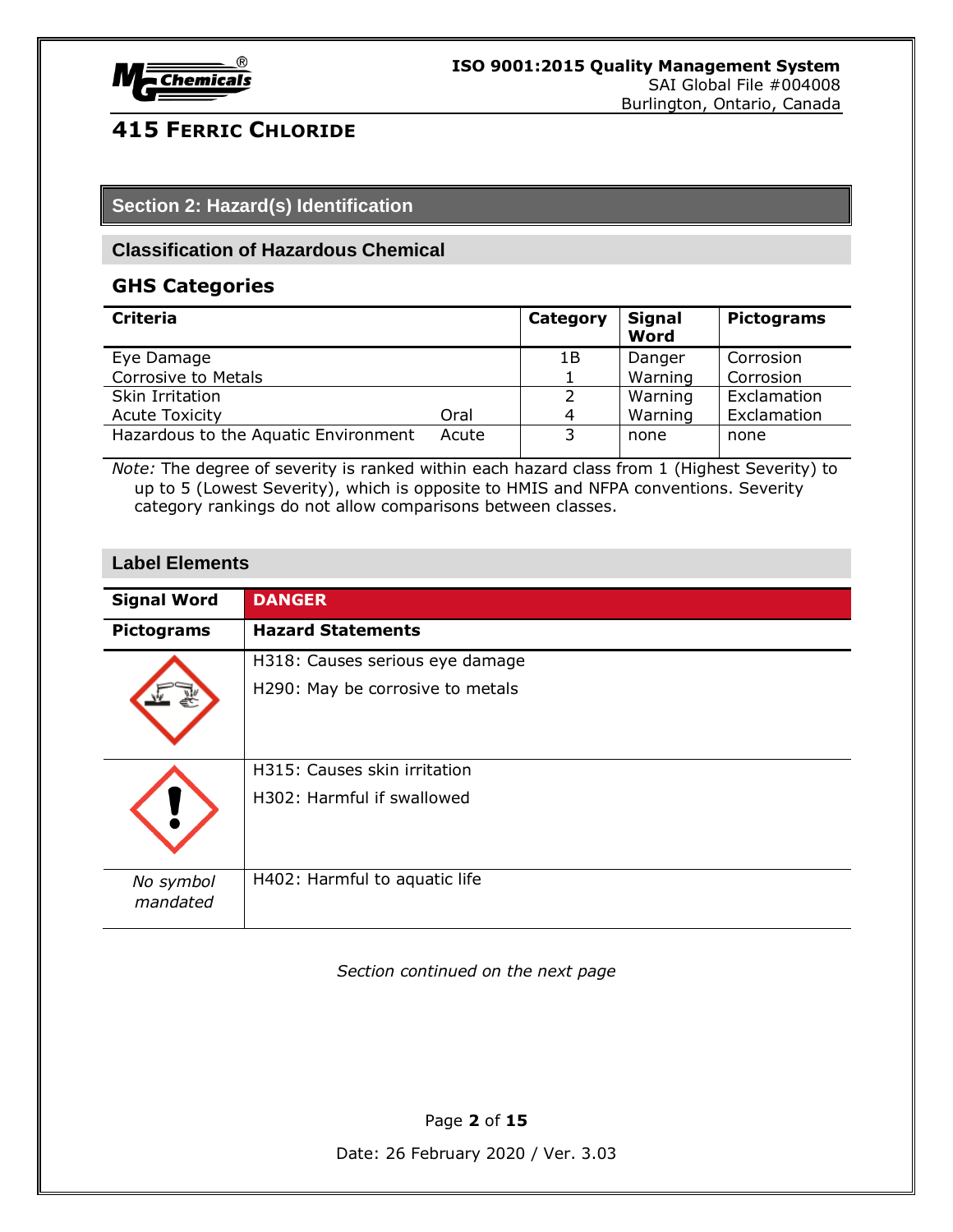## Section 2: Hazard(s) Identification

### Classification of Hazardous Chemical

### GHS Categories

| Criteria | | Category | Signal Word | Pictograms |
|---|---|---|---|---|
| Eye Damage | | 1B | Danger | Corrosion |
| Corrosive to Metals | | 1 | Warning | Corrosion |
| Skin Irritation | | 2 | Warning | Exclamation |
| Acute Toxicity | Oral | 4 | Warning | Exclamation |
| Hazardous to the Aquatic Environment | Acute | 3 | none | none |

*Note:* The degree of severity is ranked within each hazard class from 1 (Highest Severity) to up to 5 (Lowest Severity), which is opposite to HMIS and NFPA conventions. Severity category rankings do not allow comparisons between classes.

### Label Elements

| Signal Word | DANGER |
|---|---|
| **Pictograms** | **Hazard Statements** |
| | H318: Causes serious eye damage<br>H290: May be corrosive to metals |
| | H315: Causes skin irritation<br>H302: Harmful if swallowed |
| *No symbol mandated* | H402: Harmful to aquatic life |

*Section continued on the next page*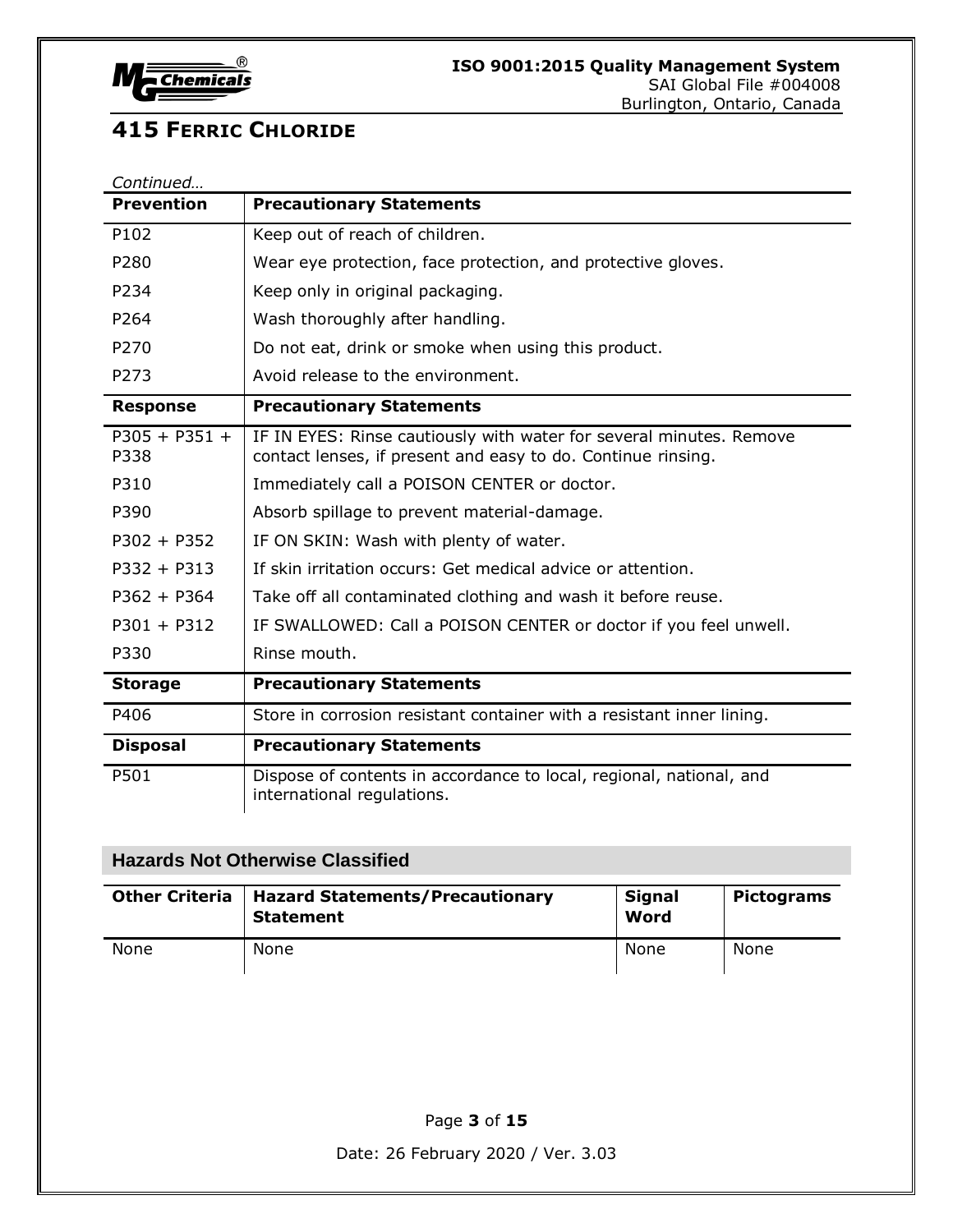*Continued…*

| Prevention | Precautionary Statements |
|---|---|
| P102 | Keep out of reach of children. |
| P280 | Wear eye protection, face protection, and protective gloves. |
| P234 | Keep only in original packaging. |
| P264 | Wash thoroughly after handling. |
| P270 | Do not eat, drink or smoke when using this product. |
| P273 | Avoid release to the environment. |
| **Response** | **Precautionary Statements** |
| P305 + P351 + P338 | IF IN EYES: Rinse cautiously with water for several minutes. Remove contact lenses, if present and easy to do. Continue rinsing. |
| P310 | Immediately call a POISON CENTER or doctor. |
| P390 | Absorb spillage to prevent material-damage. |
| P302 + P352 | IF ON SKIN: Wash with plenty of water. |
| P332 + P313 | If skin irritation occurs: Get medical advice or attention. |
| P362 + P364 | Take off all contaminated clothing and wash it before reuse. |
| P301 + P312 | IF SWALLOWED: Call a POISON CENTER or doctor if you feel unwell. |
| P330 | Rinse mouth. |
| **Storage** | **Precautionary Statements** |
| P406 | Store in corrosion resistant container with a resistant inner lining. |
| **Disposal** | **Precautionary Statements** |
| P501 | Dispose of contents in accordance to local, regional, national, and international regulations. |

## Hazards Not Otherwise Classified

| Other Criteria | Hazard Statements/Precautionary Statement | Signal Word | Pictograms |
|---|---|---|---|
| None | None | None | None |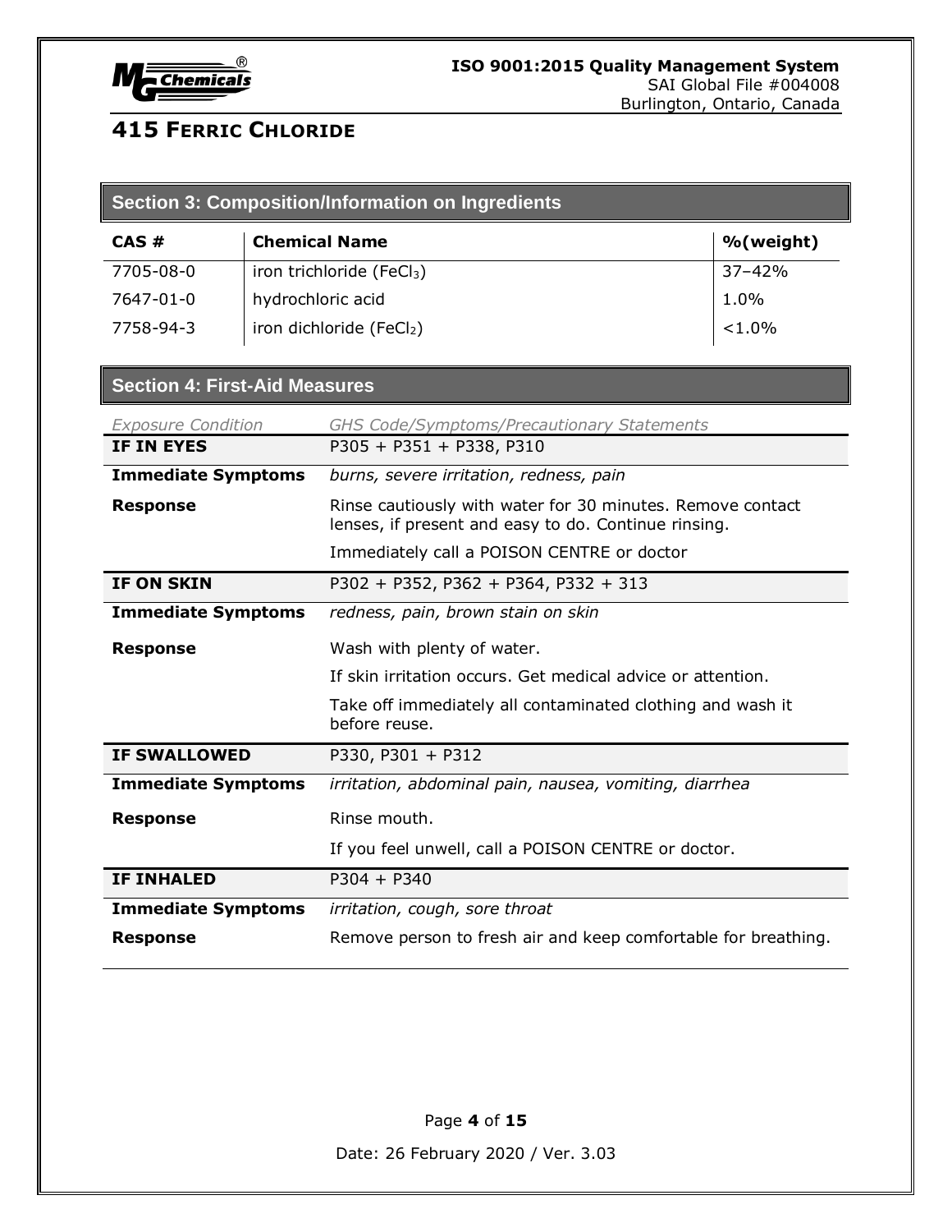# 415 Ferric Chloride

## Section 3: Composition/Information on Ingredients

| CAS # | Chemical Name | %(weight) |
|---|---|---|
| 7705-08-0 | iron trichloride ($FeCl_3$) | 37–42% |
| 7647-01-0 | hydrochloric acid | 1.0% |
| 7758-94-3 | iron dichloride ($FeCl_2$) | <1.0% |

## Section 4: First-Aid Measures

| *Exposure Condition* | *GHS Code/Symptoms/Precautionary Statements* |
|---|---|
| **IF IN EYES** | P305 + P351 + P338, P310 |
| **Immediate Symptoms** | *burns, severe irritation, redness, pain* |
| **Response** | Rinse cautiously with water for 30 minutes. Remove contact lenses, if present and easy to do. Continue rinsing.<br>Immediately call a POISON CENTRE or doctor |
| **IF ON SKIN** | P302 + P352, P362 + P364, P332 + 313 |
| **Immediate Symptoms** | *redness, pain, brown stain on skin* |
| **Response** | Wash with plenty of water.<br>If skin irritation occurs. Get medical advice or attention.<br>Take off immediately all contaminated clothing and wash it before reuse. |
| **IF SWALLOWED** | P330, P301 + P312 |
| **Immediate Symptoms** | *irritation, abdominal pain, nausea, vomiting, diarrhea* |
| **Response** | Rinse mouth.<br>If you feel unwell, call a POISON CENTRE or doctor. |
| **IF INHALED** | P304 + P340 |
| **Immediate Symptoms** | *irritation, cough, sore throat* |
| **Response** | Remove person to fresh air and keep comfortable for breathing. |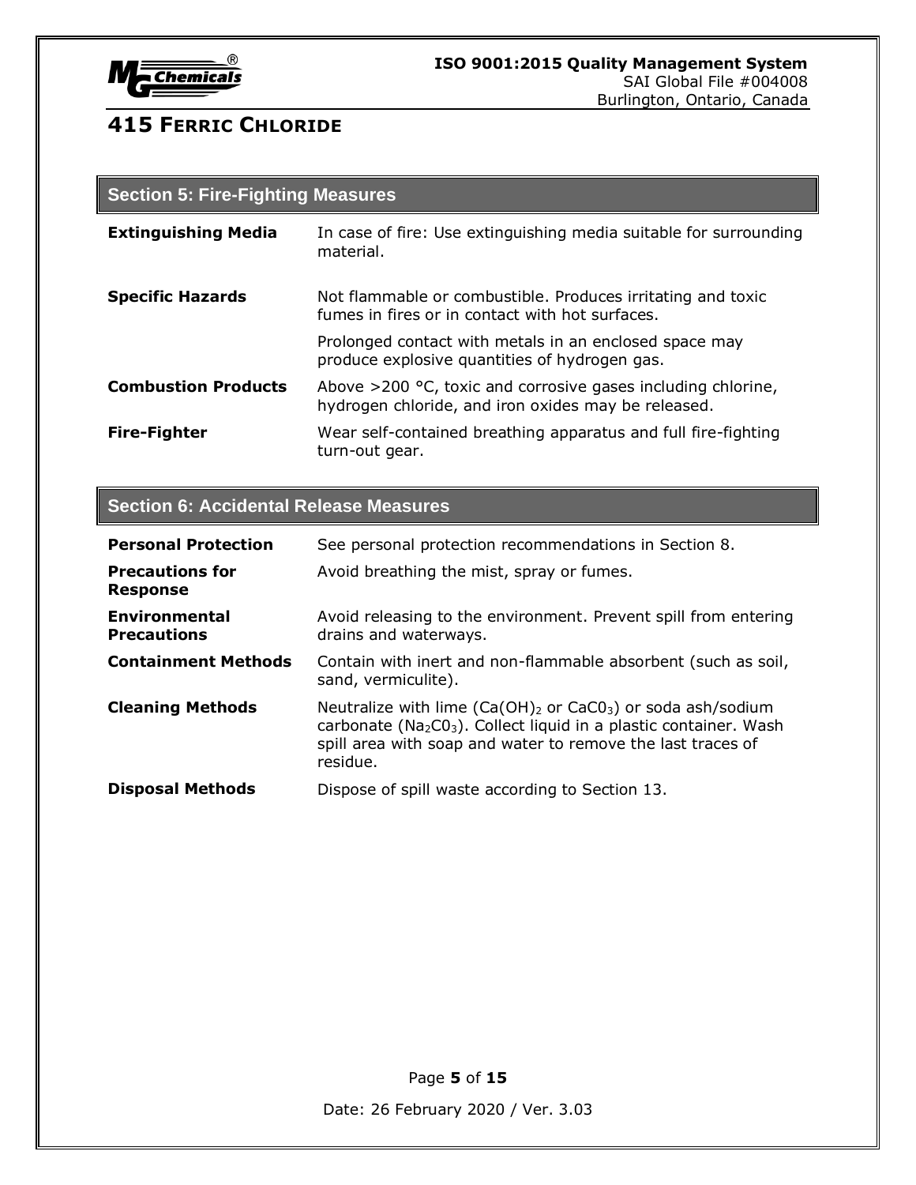# 415 FERRIC CHLORIDE

## Section 5: Fire-Fighting Measures

| | |
|---|---|
| **Extinguishing Media** | In case of fire: Use extinguishing media suitable for surrounding material. |
| **Specific Hazards** | Not flammable or combustible. Produces irritating and toxic fumes in fires or in contact with hot surfaces. |
| | Prolonged contact with metals in an enclosed space may produce explosive quantities of hydrogen gas. |
| **Combustion Products** | Above >200 °C, toxic and corrosive gases including chlorine, hydrogen chloride, and iron oxides may be released. |
| **Fire-Fighter** | Wear self-contained breathing apparatus and full fire-fighting turn-out gear. |

## Section 6: Accidental Release Measures

| | |
|---|---|
| **Personal Protection** | See personal protection recommendations in Section 8. |
| **Precautions for Response** | Avoid breathing the mist, spray or fumes. |
| **Environmental Precautions** | Avoid releasing to the environment. Prevent spill from entering drains and waterways. |
| **Containment Methods** | Contain with inert and non-flammable absorbent (such as soil, sand, vermiculite). |
| **Cleaning Methods** | Neutralize with lime ($Ca(OH)_2$ or $CaC0_3$) or soda ash/sodium carbonate ($Na_2C0_3$). Collect liquid in a plastic container. Wash spill area with soap and water to remove the last traces of residue. |
| **Disposal Methods** | Dispose of spill waste according to Section 13. |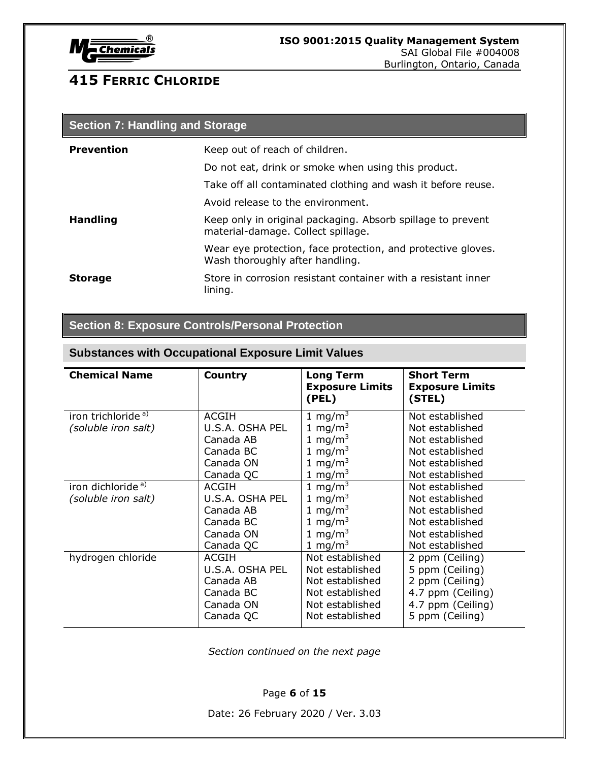# 415 FERRIC CHLORIDE

## Section 7: Handling and Storage

**Prevention**

Keep out of reach of children.

Do not eat, drink or smoke when using this product.

Take off all contaminated clothing and wash it before reuse.

Avoid release to the environment.

**Handling**

Keep only in original packaging. Absorb spillage to prevent material-damage. Collect spillage.

Wear eye protection, face protection, and protective gloves. Wash thoroughly after handling.

**Storage**

Store in corrosion resistant container with a resistant inner lining.

## Section 8: Exposure Controls/Personal Protection

### Substances with Occupational Exposure Limit Values

| Chemical Name | Country | Long Term Exposure Limits (PEL) | Short Term Exposure Limits (STEL) |
|---|---|---|---|
| iron trichloride [a)] *(soluble iron salt)* | ACGIH<br>U.S.A. OSHA PEL<br>Canada AB<br>Canada BC<br>Canada ON<br>Canada QC | 1 $mg/m^3$<br>1 $mg/m^3$<br>1 $mg/m^3$<br>1 $mg/m^3$<br>1 $mg/m^3$<br>1 $mg/m^3$ | Not established<br>Not established<br>Not established<br>Not established<br>Not established<br>Not established |
| iron dichloride [a)] *(soluble iron salt)* | ACGIH<br>U.S.A. OSHA PEL<br>Canada AB<br>Canada BC<br>Canada ON<br>Canada QC | 1 $mg/m^3$<br>1 $mg/m^3$<br>1 $mg/m^3$<br>1 $mg/m^3$<br>1 $mg/m^3$<br>1 $mg/m^3$ | Not established<br>Not established<br>Not established<br>Not established<br>Not established<br>Not established |
| hydrogen chloride | ACGIH<br>U.S.A. OSHA PEL<br>Canada AB<br>Canada BC<br>Canada ON<br>Canada QC | Not established<br>Not established<br>Not established<br>Not established<br>Not established<br>Not established | 2 ppm (Ceiling)<br>5 ppm (Ceiling)<br>2 ppm (Ceiling)<br>4.7 ppm (Ceiling)<br>4.7 ppm (Ceiling)<br>5 ppm (Ceiling) |

*Section continued on the next page*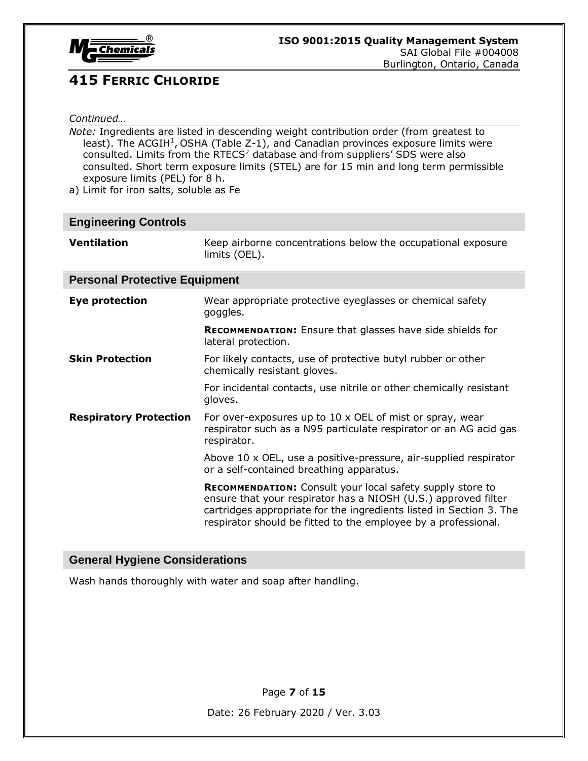# 415 FERRIC CHLORIDE

*Continued…*

*Note:* Ingredients are listed in descending weight contribution order (from greatest to least). The ACGIH[1], OSHA (Table Z-1), and Canadian provinces exposure limits were consulted. Limits from the RTECS[2] database and from suppliers' SDS were also consulted. Short term exposure limits (STEL) are for 15 min and long term permissible exposure limits (PEL) for 8 h.

a) Limit for iron salts, soluble as Fe

## Engineering Controls

**Ventilation**

Keep airborne concentrations below the occupational exposure limits (OEL).

## Personal Protective Equipment

**Eye protection**

Wear appropriate protective eyeglasses or chemical safety goggles.

**RECOMMENDATION:** Ensure that glasses have side shields for lateral protection.

**Skin Protection**

For likely contacts, use of protective butyl rubber or other chemically resistant gloves.

For incidental contacts, use nitrile or other chemically resistant gloves.

**Respiratory Protection**

For over-exposures up to 10 x OEL of mist or spray, wear respirator such as a N95 particulate respirator or an AG acid gas respirator.

Above 10 x OEL, use a positive-pressure, air-supplied respirator or a self-contained breathing apparatus.

**RECOMMENDATION:** Consult your local safety supply store to ensure that your respirator has a NIOSH (U.S.) approved filter cartridges appropriate for the ingredients listed in Section 3. The respirator should be fitted to the employee by a professional.

## General Hygiene Considerations

Wash hands thoroughly with water and soap after handling.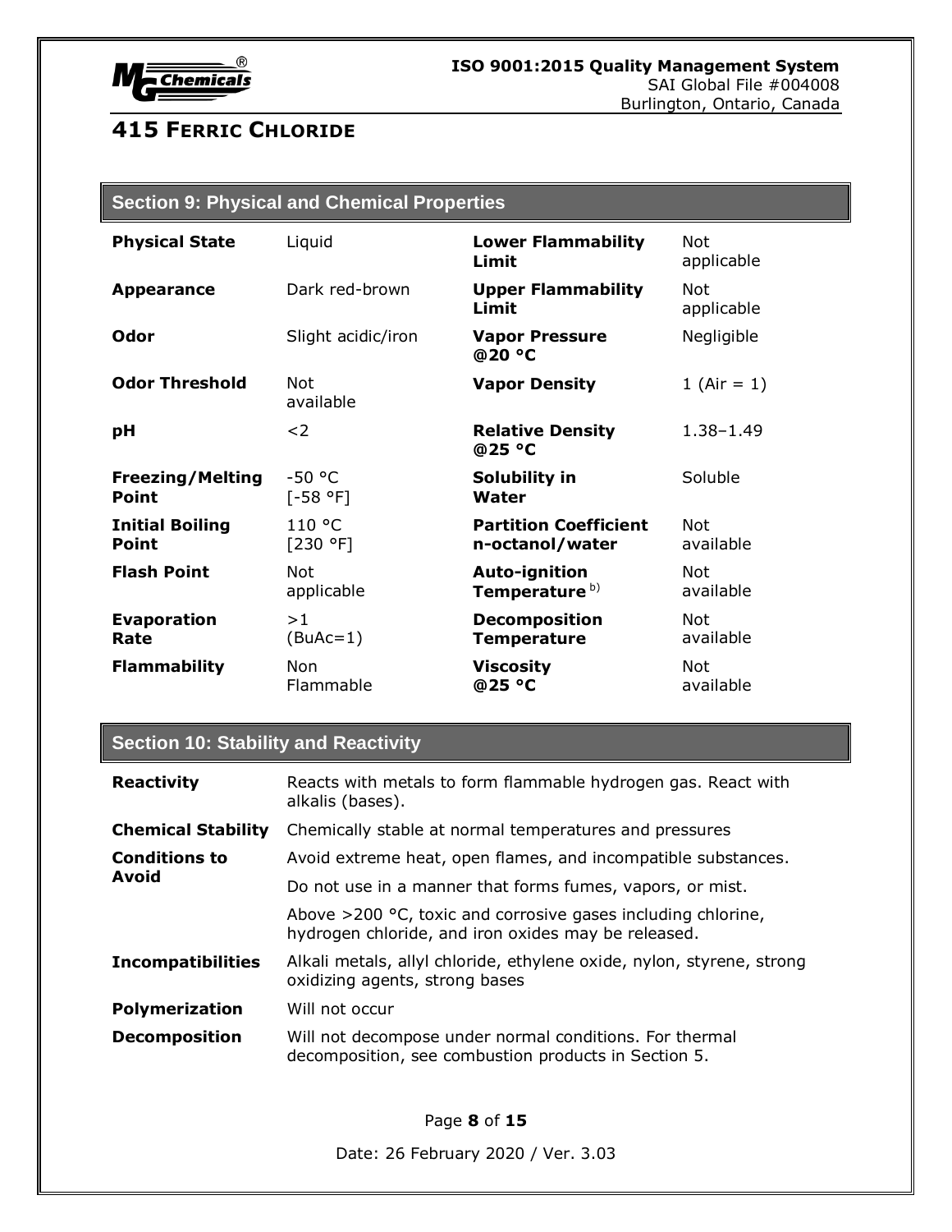# 415 Ferric Chloride

## Section 9: Physical and Chemical Properties

| | | | |
|---|---|---|---|
| **Physical State** | Liquid | **Lower Flammability Limit** | Not applicable |
| **Appearance** | Dark red-brown | **Upper Flammability Limit** | Not applicable |
| **Odor** | Slight acidic/iron | **Vapor Pressure @20 °C** | Negligible |
| **Odor Threshold** | Not available | **Vapor Density** | 1 (Air = 1) |
| **pH** | <2 | **Relative Density @25 °C** | 1.38–1.49 |
| **Freezing/Melting Point** | -50 °C [-58 °F] | **Solubility in Water** | Soluble |
| **Initial Boiling Point** | 110 °C [230 °F] | **Partition Coefficient n-octanol/water** | Not available |
| **Flash Point** | Not applicable | **Auto-ignition Temperature** [b)] | Not available |
| **Evaporation Rate** | >1 (BuAc=1) | **Decomposition Temperature** | Not available |
| **Flammability** | Non Flammable | **Viscosity @25 °C** | Not available |

## Section 10: Stability and Reactivity

| | |
|---|---|
| **Reactivity** | Reacts with metals to form flammable hydrogen gas. React with alkalis (bases). |
| **Chemical Stability** | Chemically stable at normal temperatures and pressures |
| **Conditions to Avoid** | Avoid extreme heat, open flames, and incompatible substances.<br>Do not use in a manner that forms fumes, vapors, or mist.<br>Above >200 °C, toxic and corrosive gases including chlorine, hydrogen chloride, and iron oxides may be released. |
| **Incompatibilities** | Alkali metals, allyl chloride, ethylene oxide, nylon, styrene, strong oxidizing agents, strong bases |
| **Polymerization** | Will not occur |
| **Decomposition** | Will not decompose under normal conditions. For thermal decomposition, see combustion products in Section 5. |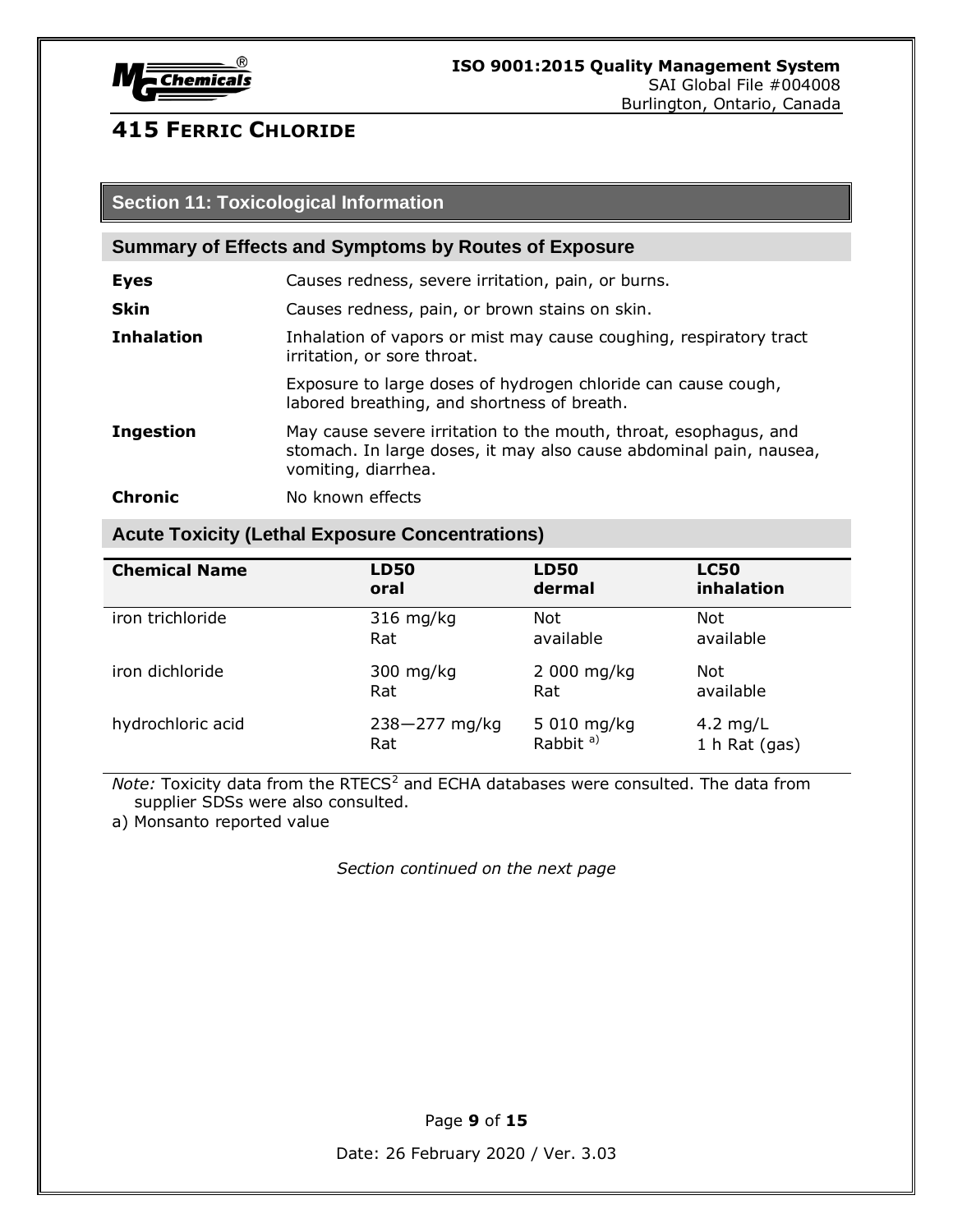# 415 FERRIC CHLORIDE

## Section 11: Toxicological Information

### Summary of Effects and Symptoms by Routes of Exposure

**Eyes** Causes redness, severe irritation, pain, or burns.

**Skin** Causes redness, pain, or brown stains on skin.

**Inhalation** Inhalation of vapors or mist may cause coughing, respiratory tract irritation, or sore throat.

Exposure to large doses of hydrogen chloride can cause cough, labored breathing, and shortness of breath.

**Ingestion** May cause severe irritation to the mouth, throat, esophagus, and stomach. In large doses, it may also cause abdominal pain, nausea, vomiting, diarrhea.

**Chronic** No known effects

### Acute Toxicity (Lethal Exposure Concentrations)

| Chemical Name | LD50 oral | LD50 dermal | LC50 inhalation |
|---|---|---|---|
| iron trichloride | 316 mg/kg Rat | Not available | Not available |
| iron dichloride | 300 mg/kg Rat | 2 000 mg/kg Rat | Not available |
| hydrochloric acid | 238—277 mg/kg Rat | 5 010 mg/kg Rabbit [a)] | 4.2 mg/L 1 h Rat (gas) |

*Note:* Toxicity data from the RTECS[2] and ECHA databases were consulted. The data from supplier SDSs were also consulted.

a) Monsanto reported value

*Section continued on the next page*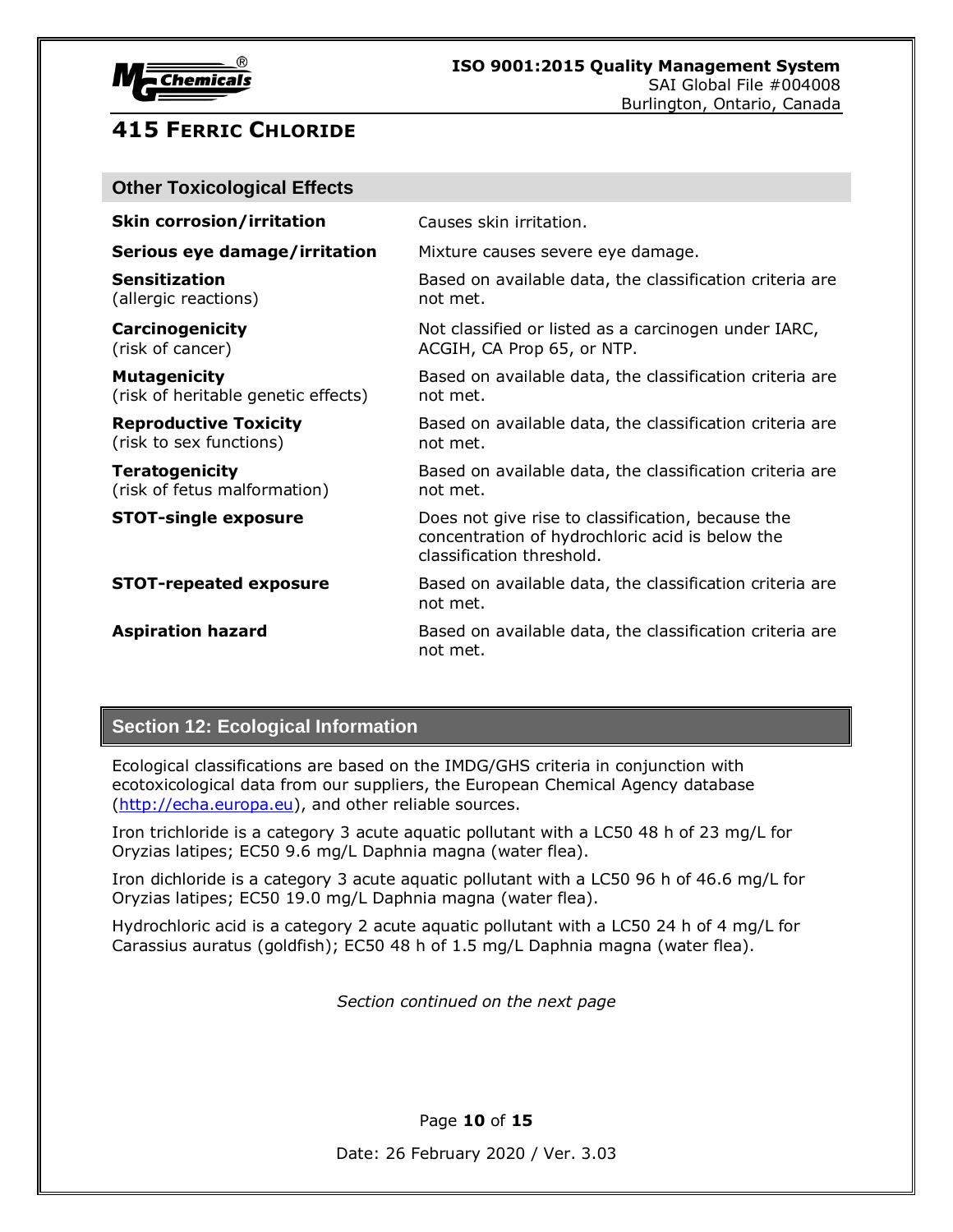# 415 Ferric Chloride

## Other Toxicological Effects

| | |
|---|---|
| **Skin corrosion/irritation** | Causes skin irritation. |
| **Serious eye damage/irritation** | Mixture causes severe eye damage. |
| **Sensitization** (allergic reactions) | Based on available data, the classification criteria are not met. |
| **Carcinogenicity** (risk of cancer) | Not classified or listed as a carcinogen under IARC, ACGIH, CA Prop 65, or NTP. |
| **Mutagenicity** (risk of heritable genetic effects) | Based on available data, the classification criteria are not met. |
| **Reproductive Toxicity** (risk to sex functions) | Based on available data, the classification criteria are not met. |
| **Teratogenicity** (risk of fetus malformation) | Based on available data, the classification criteria are not met. |
| **STOT-single exposure** | Does not give rise to classification, because the concentration of hydrochloric acid is below the classification threshold. |
| **STOT-repeated exposure** | Based on available data, the classification criteria are not met. |
| **Aspiration hazard** | Based on available data, the classification criteria are not met. |

## Section 12: Ecological Information

Ecological classifications are based on the IMDG/GHS criteria in conjunction with ecotoxicological data from our suppliers, the European Chemical Agency database (http://echa.europa.eu), and other reliable sources.

Iron trichloride is a category 3 acute aquatic pollutant with a LC50 48 h of 23 mg/L for Oryzias latipes; EC50 9.6 mg/L Daphnia magna (water flea).

Iron dichloride is a category 3 acute aquatic pollutant with a LC50 96 h of 46.6 mg/L for Oryzias latipes; EC50 19.0 mg/L Daphnia magna (water flea).

Hydrochloric acid is a category 2 acute aquatic pollutant with a LC50 24 h of 4 mg/L for Carassius auratus (goldfish); EC50 48 h of 1.5 mg/L Daphnia magna (water flea).

*Section continued on the next page*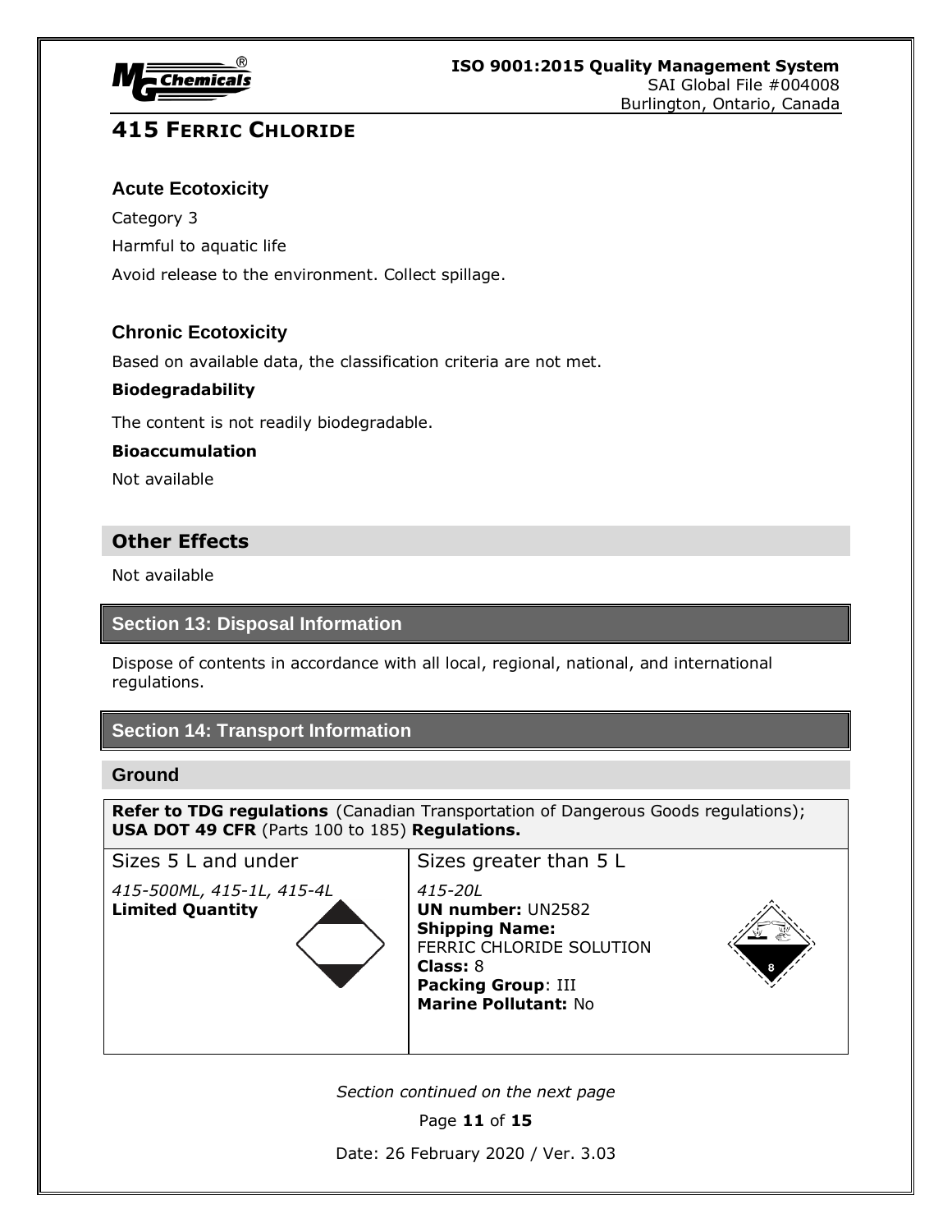## Acute Ecotoxicity

Category 3

Harmful to aquatic life

Avoid release to the environment. Collect spillage.

## Chronic Ecotoxicity

Based on available data, the classification criteria are not met.

**Biodegradability**

The content is not readily biodegradable.

**Bioaccumulation**

Not available

## Other Effects

Not available

## Section 13: Disposal Information

Dispose of contents in accordance with all local, regional, national, and international regulations.

## Section 14: Transport Information

### Ground

**Refer to TDG regulations** (Canadian Transportation of Dangerous Goods regulations); **USA DOT 49 CFR** (Parts 100 to 185) **Regulations.**

| Sizes 5 L and under | Sizes greater than 5 L |
|---|---|
| *415-500ML, 415-1L, 415-4L*<br>**Limited Quantity** | *415-20L*<br>**UN number:** UN2582<br>**Shipping Name:** FERRIC CHLORIDE SOLUTION<br>**Class:** 8<br>**Packing Group**: III<br>**Marine Pollutant:** No |

*Section continued on the next page*

Date: 26 February 2020 / Ver. 3.03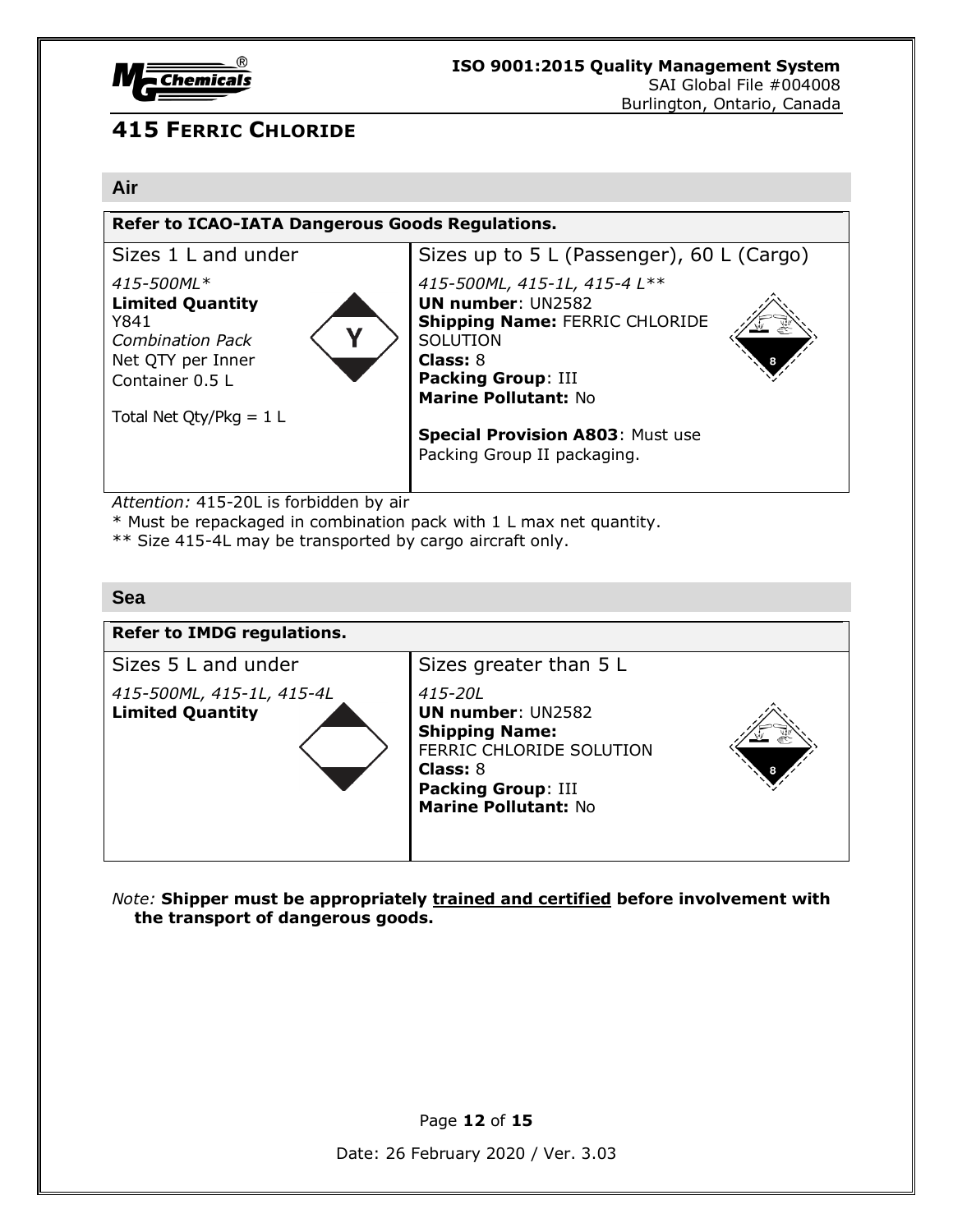# 415 FERRIC CHLORIDE

## Air

**Refer to ICAO-IATA Dangerous Goods Regulations.**

| Sizes 1 L and under | Sizes up to 5 L (Passenger), 60 L (Cargo) |
| --- | --- |
| *415-500ML** <br> **Limited Quantity** <br> Y841 <br> *Combination Pack* <br> Net QTY per Inner Container 0.5 L <br><br> Total Net Qty/Pkg = 1 L | *415-500ML, 415-1L, 415-4 L*** <br> **UN number**: UN2582 <br> **Shipping Name:** FERRIC CHLORIDE SOLUTION <br> **Class:** 8 <br> **Packing Group**: III <br> **Marine Pollutant:** No <br><br> **Special Provision A803**: Must use Packing Group II packaging. |

*Attention:* 415-20L is forbidden by air

* Must be repackaged in combination pack with 1 L max net quantity.

** Size 415-4L may be transported by cargo aircraft only.

## Sea

**Refer to IMDG regulations.**

| Sizes 5 L and under | Sizes greater than 5 L |
| --- | --- |
| *415-500ML, 415-1L, 415-4L* <br> **Limited Quantity** | *415-20L* <br> **UN number**: UN2582 <br> **Shipping Name:** <br> FERRIC CHLORIDE SOLUTION <br> **Class:** 8 <br> **Packing Group**: III <br> **Marine Pollutant:** No |

*Note:* **Shipper must be appropriately trained and certified before involvement with the transport of dangerous goods.**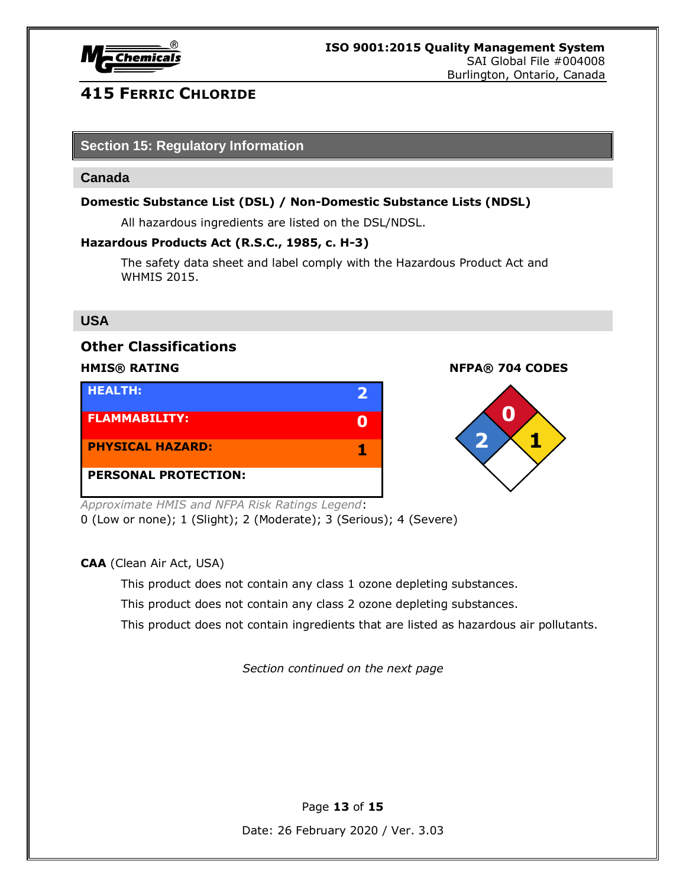## Section 15: Regulatory Information

### Canada

**Domestic Substance List (DSL) / Non-Domestic Substance Lists (NDSL)**

All hazardous ingredients are listed on the DSL/NDSL.

**Hazardous Products Act (R.S.C., 1985, c. H-3)**

The safety data sheet and label comply with the Hazardous Product Act and WHMIS 2015.

### USA

### Other Classifications

**HMIS® RATING**

| HEALTH: | 2 |
|---|---|
| FLAMMABILITY: | 0 |
| PHYSICAL HAZARD: | 1 |
| PERSONAL PROTECTION: | |

**NFPA® 704 CODES**

- Health (blue): 2
- Flammability (red): 0
- Instability (yellow): 1
- Special (white):

*Approximate HMIS and NFPA Risk Ratings Legend*:
0 (Low or none); 1 (Slight); 2 (Moderate); 3 (Serious); 4 (Severe)

**CAA** (Clean Air Act, USA)

This product does not contain any class 1 ozone depleting substances.

This product does not contain any class 2 ozone depleting substances.

This product does not contain ingredients that are listed as hazardous air pollutants.

*Section continued on the next page*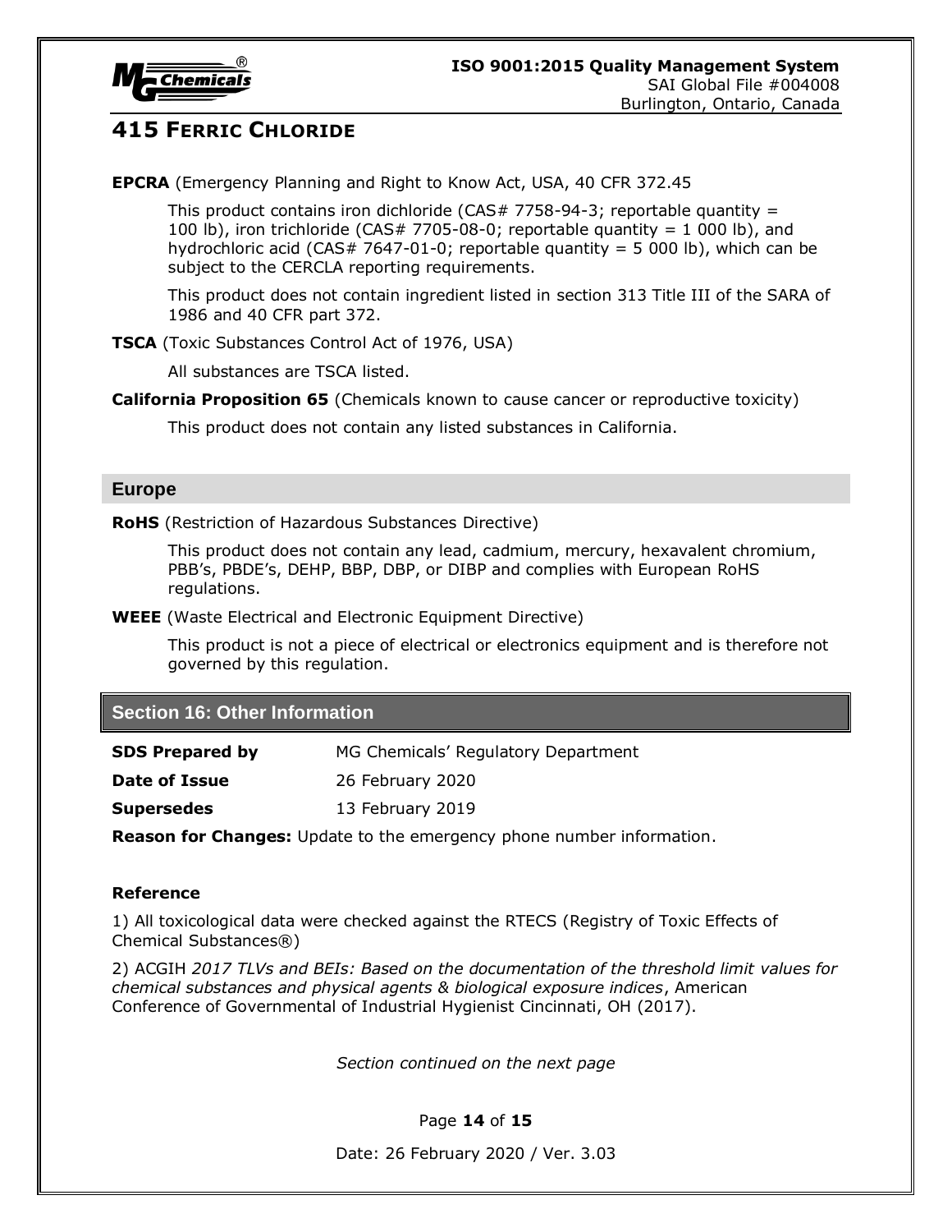**EPCRA** (Emergency Planning and Right to Know Act, USA, 40 CFR 372.45

This product contains iron dichloride (CAS# 7758-94-3; reportable quantity = 100 lb), iron trichloride (CAS# 7705-08-0; reportable quantity = 1 000 lb), and hydrochloric acid (CAS# 7647-01-0; reportable quantity = 5 000 lb), which can be subject to the CERCLA reporting requirements.

This product does not contain ingredient listed in section 313 Title III of the SARA of 1986 and 40 CFR part 372.

**TSCA** (Toxic Substances Control Act of 1976, USA)

All substances are TSCA listed.

**California Proposition 65** (Chemicals known to cause cancer or reproductive toxicity)

This product does not contain any listed substances in California.

### Europe

**RoHS** (Restriction of Hazardous Substances Directive)

This product does not contain any lead, cadmium, mercury, hexavalent chromium, PBB's, PBDE's, DEHP, BBP, DBP, or DIBP and complies with European RoHS regulations.

**WEEE** (Waste Electrical and Electronic Equipment Directive)

This product is not a piece of electrical or electronics equipment and is therefore not governed by this regulation.

## Section 16: Other Information

| | |
|---|---|
| **SDS Prepared by** | MG Chemicals' Regulatory Department |
| **Date of Issue** | 26 February 2020 |
| **Supersedes** | 13 February 2019 |

**Reason for Changes:** Update to the emergency phone number information.

**Reference**

1) All toxicological data were checked against the RTECS (Registry of Toxic Effects of Chemical Substances®)

2) ACGIH *2017 TLVs and BEIs: Based on the documentation of the threshold limit values for chemical substances and physical agents & biological exposure indices*, American Conference of Governmental of Industrial Hygienist Cincinnati, OH (2017).

*Section continued on the next page*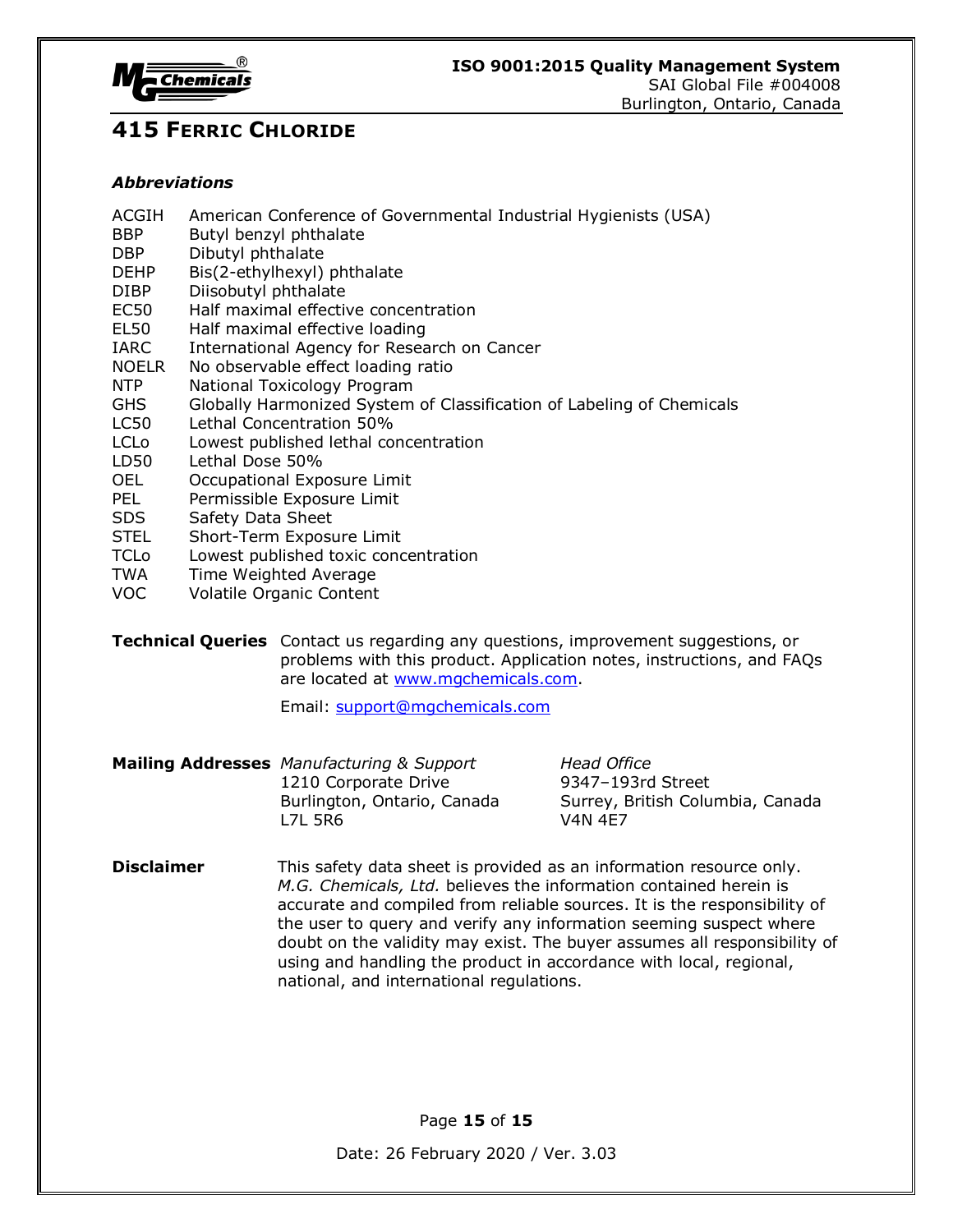## 415 Ferric Chloride

### *Abbreviations*

| | |
|---|---|
| ACGIH | American Conference of Governmental Industrial Hygienists (USA) |
| BBP | Butyl benzyl phthalate |
| DBP | Dibutyl phthalate |
| DEHP | Bis(2-ethylhexyl) phthalate |
| DIBP | Diisobutyl phthalate |
| EC50 | Half maximal effective concentration |
| EL50 | Half maximal effective loading |
| IARC | International Agency for Research on Cancer |
| NOELR | No observable effect loading ratio |
| NTP | National Toxicology Program |
| GHS | Globally Harmonized System of Classification of Labeling of Chemicals |
| LC50 | Lethal Concentration 50% |
| LCLo | Lowest published lethal concentration |
| LD50 | Lethal Dose 50% |
| OEL | Occupational Exposure Limit |
| PEL | Permissible Exposure Limit |
| SDS | Safety Data Sheet |
| STEL | Short-Term Exposure Limit |
| TCLo | Lowest published toxic concentration |
| TWA | Time Weighted Average |
| VOC | Volatile Organic Content |

**Technical Queries** Contact us regarding any questions, improvement suggestions, or problems with this product. Application notes, instructions, and FAQs are located at www.mgchemicals.com.

Email: support@mgchemicals.com

**Mailing Addresses**

*Manufacturing & Support*
1210 Corporate Drive
Burlington, Ontario, Canada
L7L 5R6

*Head Office*
9347–193rd Street
Surrey, British Columbia, Canada
V4N 4E7

**Disclaimer** This safety data sheet is provided as an information resource only. *M.G. Chemicals, Ltd.* believes the information contained herein is accurate and compiled from reliable sources. It is the responsibility of the user to query and verify any information seeming suspect where doubt on the validity may exist. The buyer assumes all responsibility of using and handling the product in accordance with local, regional, national, and international regulations.

Date: 26 February 2020 / Ver. 3.03